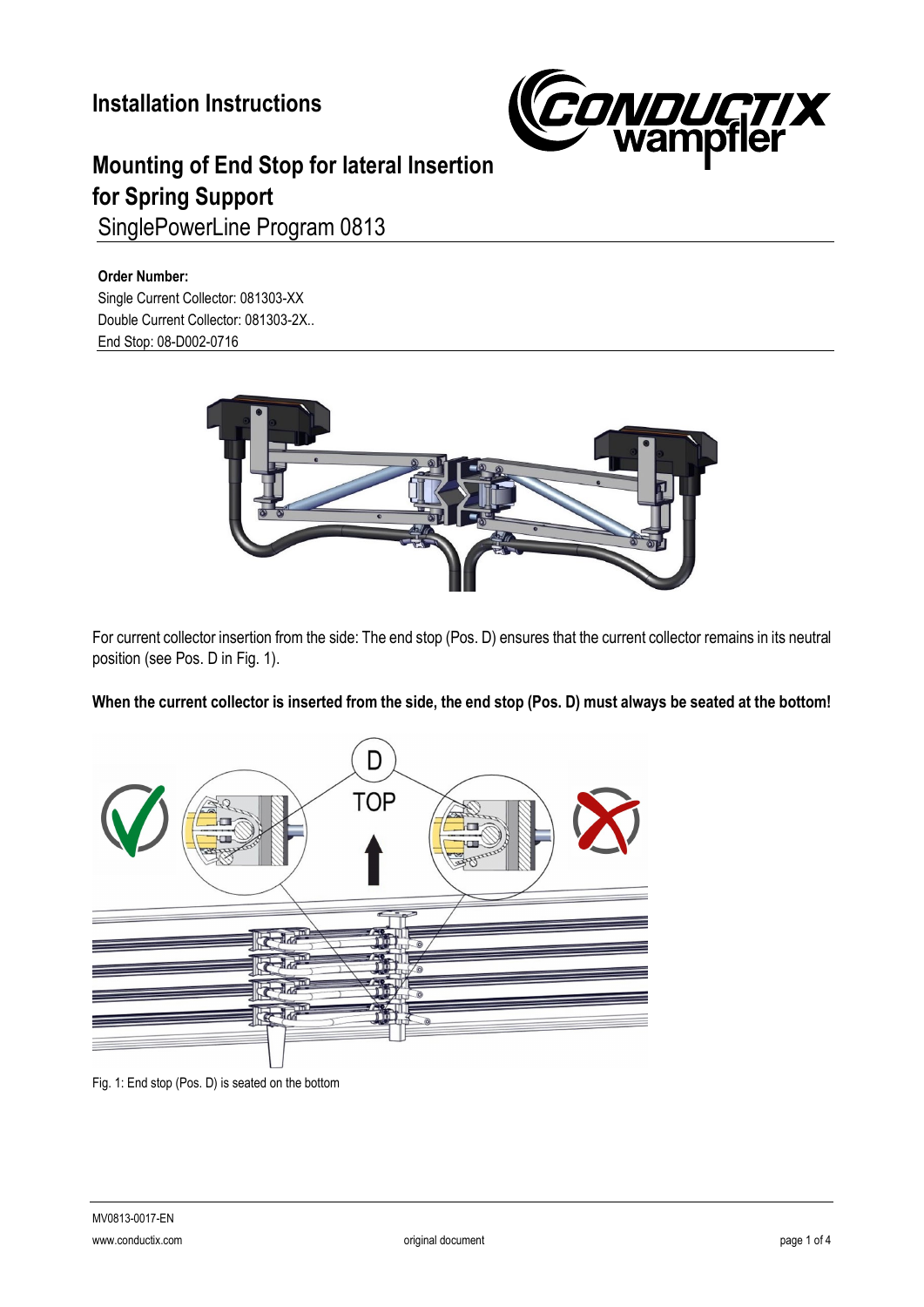# Installation Instructions

## Mounting of End Stop for lateral Insertion for Spring Support

SinglePowerLine Program 0813

**Order Number:**

Single Current Collector: 081303-XX
Double Current Collector: 081303-2X..
End Stop: 08-D002-0716

For current collector insertion from the side: The end stop (Pos. D) ensures that the current collector remains in its neutral position (see Pos. D in Fig. 1).

**When the current collector is inserted from the side, the end stop (Pos. D) must always be seated at the bottom!**

D

TOP

Fig. 1: End stop (Pos. D) is seated on the bottom

MV0813-0017-EN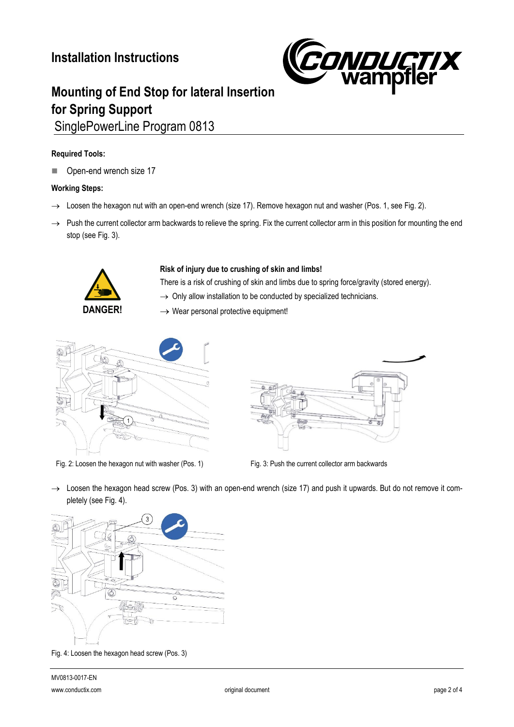# Installation Instructions

## Mounting of End Stop for lateral Insertion for Spring Support

SinglePowerLine Program 0813

**Required Tools:**

- Open-end wrench size 17

**Working Steps:**

→ Loosen the hexagon nut with an open-end wrench (size 17). Remove hexagon nut and washer (Pos. 1, see Fig. 2).

→ Push the current collector arm backwards to relieve the spring. Fix the current collector arm in this position for mounting the end stop (see Fig. 3).

**DANGER!**

**Risk of injury due to crushing of skin and limbs!**

There is a risk of crushing of skin and limbs due to spring force/gravity (stored energy).

→ Only allow installation to be conducted by specialized technicians.

→ Wear personal protective equipment!

Fig. 2: Loosen the hexagon nut with washer (Pos. 1)

Fig. 3: Push the current collector arm backwards

→ Loosen the hexagon head screw (Pos. 3) with an open-end wrench (size 17) and push it upwards. But do not remove it completely (see Fig. 4).

Fig. 4: Loosen the hexagon head screw (Pos. 3)

MV0813-0017-EN

www.conductix.com

original document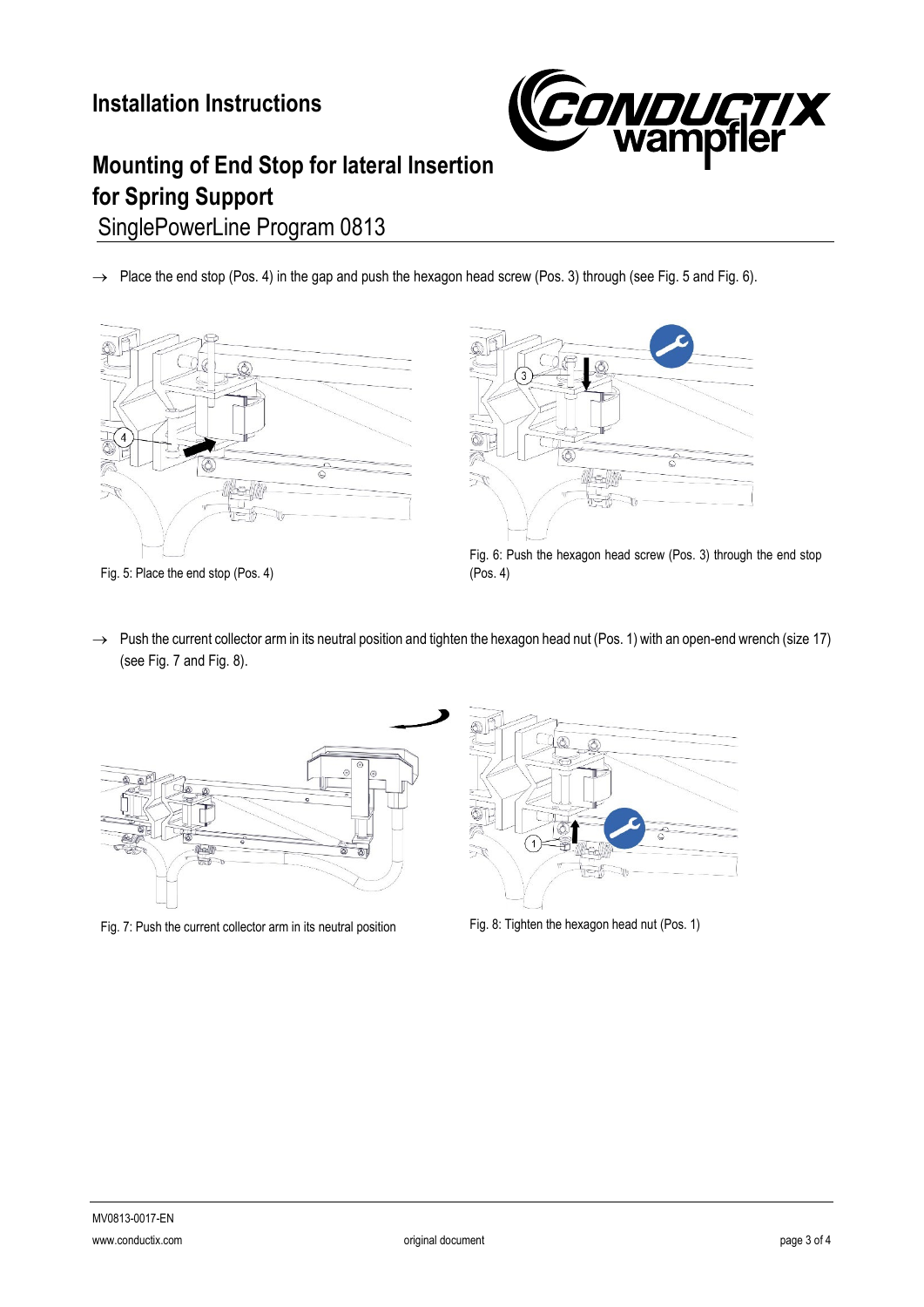→ Place the end stop (Pos. 4) in the gap and push the hexagon head screw (Pos. 3) through (see Fig. 5 and Fig. 6).

Fig. 5: Place the end stop (Pos. 4)

Fig. 6: Push the hexagon head screw (Pos. 3) through the end stop (Pos. 4)

→ Push the current collector arm in its neutral position and tighten the hexagon head nut (Pos. 1) with an open-end wrench (size 17) (see Fig. 7 and Fig. 8).

Fig. 7: Push the current collector arm in its neutral position

Fig. 8: Tighten the hexagon head nut (Pos. 1)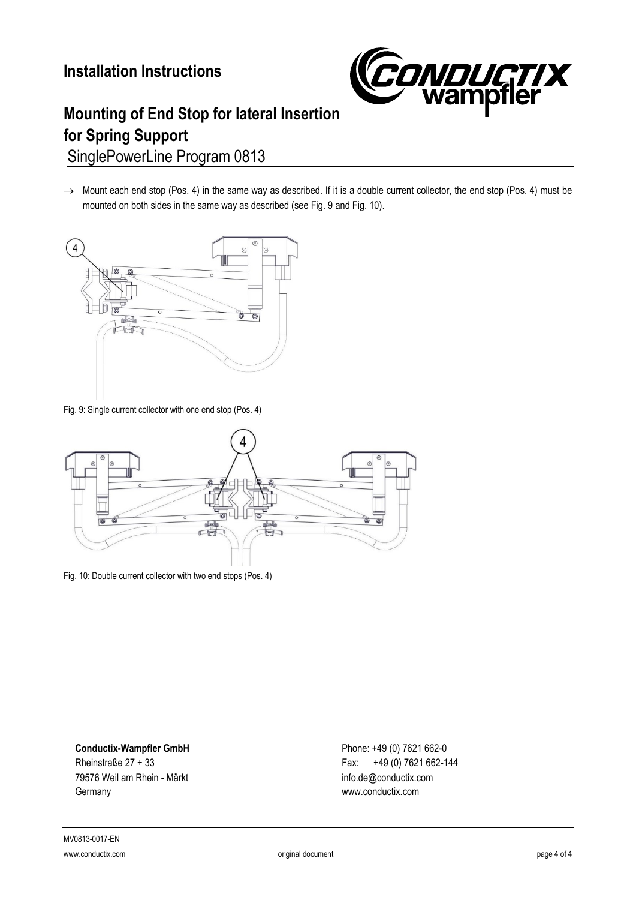→ Mount each end stop (Pos. 4) in the same way as described. If it is a double current collector, the end stop (Pos. 4) must be mounted on both sides in the same way as described (see Fig. 9 and Fig. 10).

Fig. 9: Single current collector with one end stop (Pos. 4)

Fig. 10: Double current collector with two end stops (Pos. 4)

**Conductix-Wampfler GmbH**
Rheinstraße 27 + 33
79576 Weil am Rhein - Märkt
Germany

Phone: +49 (0) 7621 662-0
Fax: +49 (0) 7621 662-144
info.de@conductix.com
www.conductix.com

MV0813-0017-EN